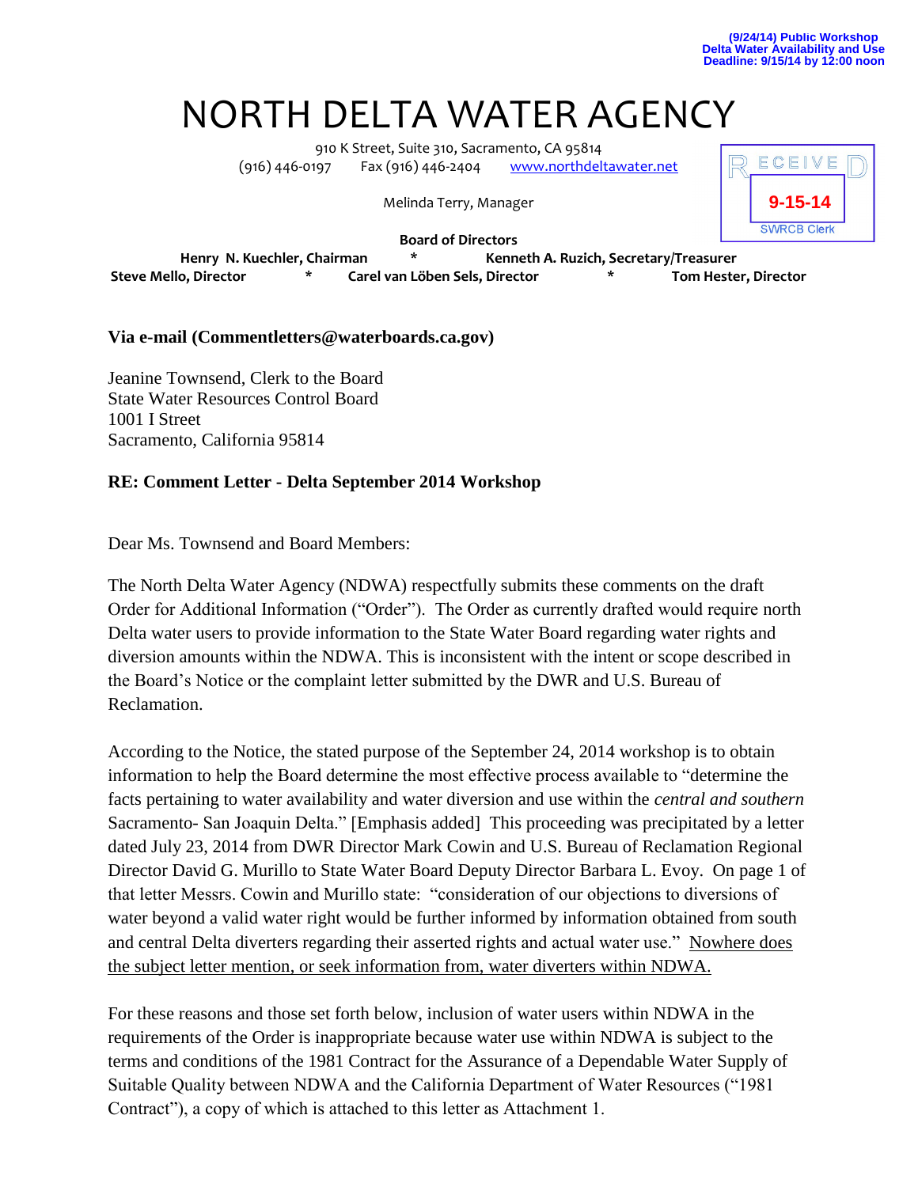(9/24/14) Public Workshop
Delta Water Availability and Use
Deadline: 9/15/14 by 12:00 noon

# NORTH DELTA WATER AGENCY

910 K Street, Suite 310, Sacramento, CA 95814
(916) 446-0197 Fax (916) 446-2404 www.northdeltawater.net

Melinda Terry, Manager

RECEIVED
9-15-14
SWRCB Clerk

**Board of Directors**

**Henry N. Kuechler, Chairman** * **Kenneth A. Ruzich, Secretary/Treasurer**
**Steve Mello, Director** * **Carel van Löben Sels, Director** * **Tom Hester, Director**

**Via e-mail (Commentletters@waterboards.ca.gov)**

Jeanine Townsend, Clerk to the Board
State Water Resources Control Board
1001 I Street
Sacramento, California 95814

**RE: Comment Letter - Delta September 2014 Workshop**

Dear Ms. Townsend and Board Members:

The North Delta Water Agency (NDWA) respectfully submits these comments on the draft Order for Additional Information ("Order"). The Order as currently drafted would require north Delta water users to provide information to the State Water Board regarding water rights and diversion amounts within the NDWA. This is inconsistent with the intent or scope described in the Board's Notice or the complaint letter submitted by the DWR and U.S. Bureau of Reclamation.

According to the Notice, the stated purpose of the September 24, 2014 workshop is to obtain information to help the Board determine the most effective process available to "determine the facts pertaining to water availability and water diversion and use within the *central and southern* Sacramento- San Joaquin Delta." [Emphasis added] This proceeding was precipitated by a letter dated July 23, 2014 from DWR Director Mark Cowin and U.S. Bureau of Reclamation Regional Director David G. Murillo to State Water Board Deputy Director Barbara L. Evoy. On page 1 of that letter Messrs. Cowin and Murillo state: "consideration of our objections to diversions of water beyond a valid water right would be further informed by information obtained from south and central Delta diverters regarding their asserted rights and actual water use." <u>Nowhere does the subject letter mention, or seek information from, water diverters within NDWA.</u>

For these reasons and those set forth below, inclusion of water users within NDWA in the requirements of the Order is inappropriate because water use within NDWA is subject to the terms and conditions of the 1981 Contract for the Assurance of a Dependable Water Supply of Suitable Quality between NDWA and the California Department of Water Resources ("1981 Contract"), a copy of which is attached to this letter as Attachment 1.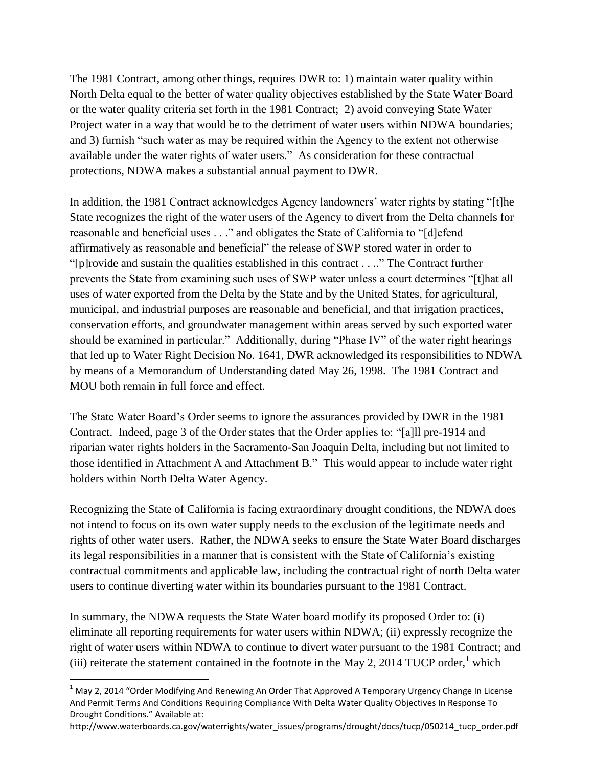The 1981 Contract, among other things, requires DWR to: 1) maintain water quality within North Delta equal to the better of water quality objectives established by the State Water Board or the water quality criteria set forth in the 1981 Contract; 2) avoid conveying State Water Project water in a way that would be to the detriment of water users within NDWA boundaries; and 3) furnish "such water as may be required within the Agency to the extent not otherwise available under the water rights of water users." As consideration for these contractual protections, NDWA makes a substantial annual payment to DWR.

In addition, the 1981 Contract acknowledges Agency landowners' water rights by stating "[t]he State recognizes the right of the water users of the Agency to divert from the Delta channels for reasonable and beneficial uses . . ." and obligates the State of California to "[d]efend affirmatively as reasonable and beneficial" the release of SWP stored water in order to "[p]rovide and sustain the qualities established in this contract . . .." The Contract further prevents the State from examining such uses of SWP water unless a court determines "[t]hat all uses of water exported from the Delta by the State and by the United States, for agricultural, municipal, and industrial purposes are reasonable and beneficial, and that irrigation practices, conservation efforts, and groundwater management within areas served by such exported water should be examined in particular." Additionally, during "Phase IV" of the water right hearings that led up to Water Right Decision No. 1641, DWR acknowledged its responsibilities to NDWA by means of a Memorandum of Understanding dated May 26, 1998. The 1981 Contract and MOU both remain in full force and effect.

The State Water Board's Order seems to ignore the assurances provided by DWR in the 1981 Contract. Indeed, page 3 of the Order states that the Order applies to: "[a]ll pre-1914 and riparian water rights holders in the Sacramento-San Joaquin Delta, including but not limited to those identified in Attachment A and Attachment B." This would appear to include water right holders within North Delta Water Agency.

Recognizing the State of California is facing extraordinary drought conditions, the NDWA does not intend to focus on its own water supply needs to the exclusion of the legitimate needs and rights of other water users. Rather, the NDWA seeks to ensure the State Water Board discharges its legal responsibilities in a manner that is consistent with the State of California's existing contractual commitments and applicable law, including the contractual right of north Delta water users to continue diverting water within its boundaries pursuant to the 1981 Contract.

In summary, the NDWA requests the State Water board modify its proposed Order to: (i) eliminate all reporting requirements for water users within NDWA; (ii) expressly recognize the right of water users within NDWA to continue to divert water pursuant to the 1981 Contract; and (iii) reiterate the statement contained in the footnote in the May 2, 2014 TUCP order,[1] which

---

[1] May 2, 2014 "Order Modifying And Renewing An Order That Approved A Temporary Urgency Change In License And Permit Terms And Conditions Requiring Compliance With Delta Water Quality Objectives In Response To Drought Conditions." Available at: http://www.waterboards.ca.gov/waterrights/water_issues/programs/drought/docs/tucp/050214_tucp_order.pdf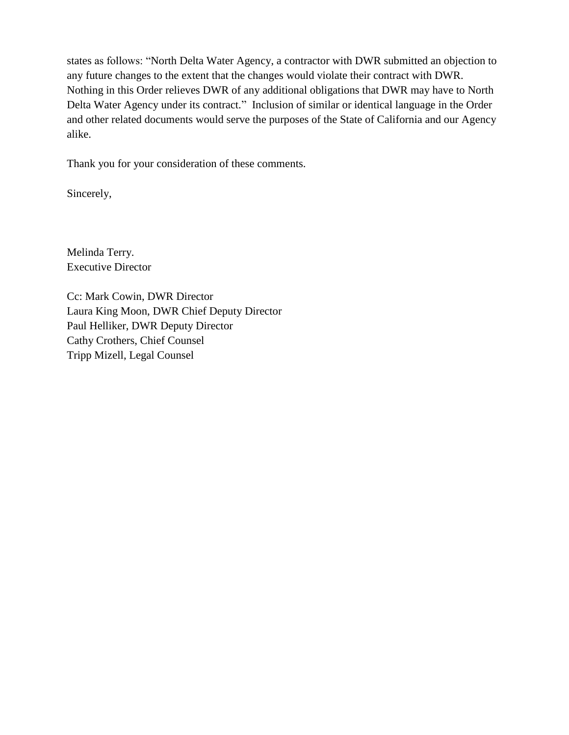states as follows: "North Delta Water Agency, a contractor with DWR submitted an objection to any future changes to the extent that the changes would violate their contract with DWR. Nothing in this Order relieves DWR of any additional obligations that DWR may have to North Delta Water Agency under its contract." Inclusion of similar or identical language in the Order and other related documents would serve the purposes of the State of California and our Agency alike.

Thank you for your consideration of these comments.

Sincerely,

Melinda Terry.
Executive Director

Cc: Mark Cowin, DWR Director
Laura King Moon, DWR Chief Deputy Director
Paul Helliker, DWR Deputy Director
Cathy Crothers, Chief Counsel
Tripp Mizell, Legal Counsel